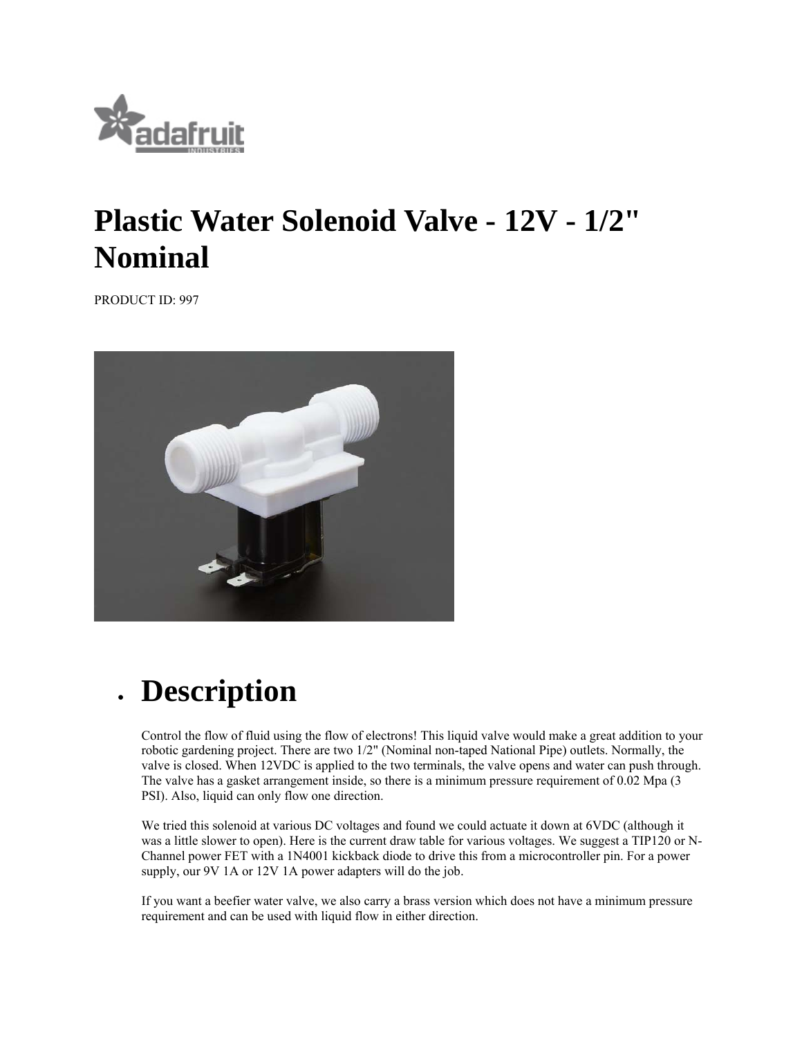# Plastic Water Solenoid Valve - 12V - 1/2" Nominal

PRODUCT ID: 997

- ## Description

  Control the flow of fluid using the flow of electrons! This liquid valve would make a great addition to your robotic gardening project. There are two 1/2" (Nominal non-taped National Pipe) outlets. Normally, the valve is closed. When 12VDC is applied to the two terminals, the valve opens and water can push through. The valve has a gasket arrangement inside, so there is a minimum pressure requirement of 0.02 Mpa (3 PSI). Also, liquid can only flow one direction.

  We tried this solenoid at various DC voltages and found we could actuate it down at 6VDC (although it was a little slower to open). Here is the current draw table for various voltages. We suggest a TIP120 or N-Channel power FET with a 1N4001 kickback diode to drive this from a microcontroller pin. For a power supply, our 9V 1A or 12V 1A power adapters will do the job.

  If you want a beefier water valve, we also carry a brass version which does not have a minimum pressure requirement and can be used with liquid flow in either direction.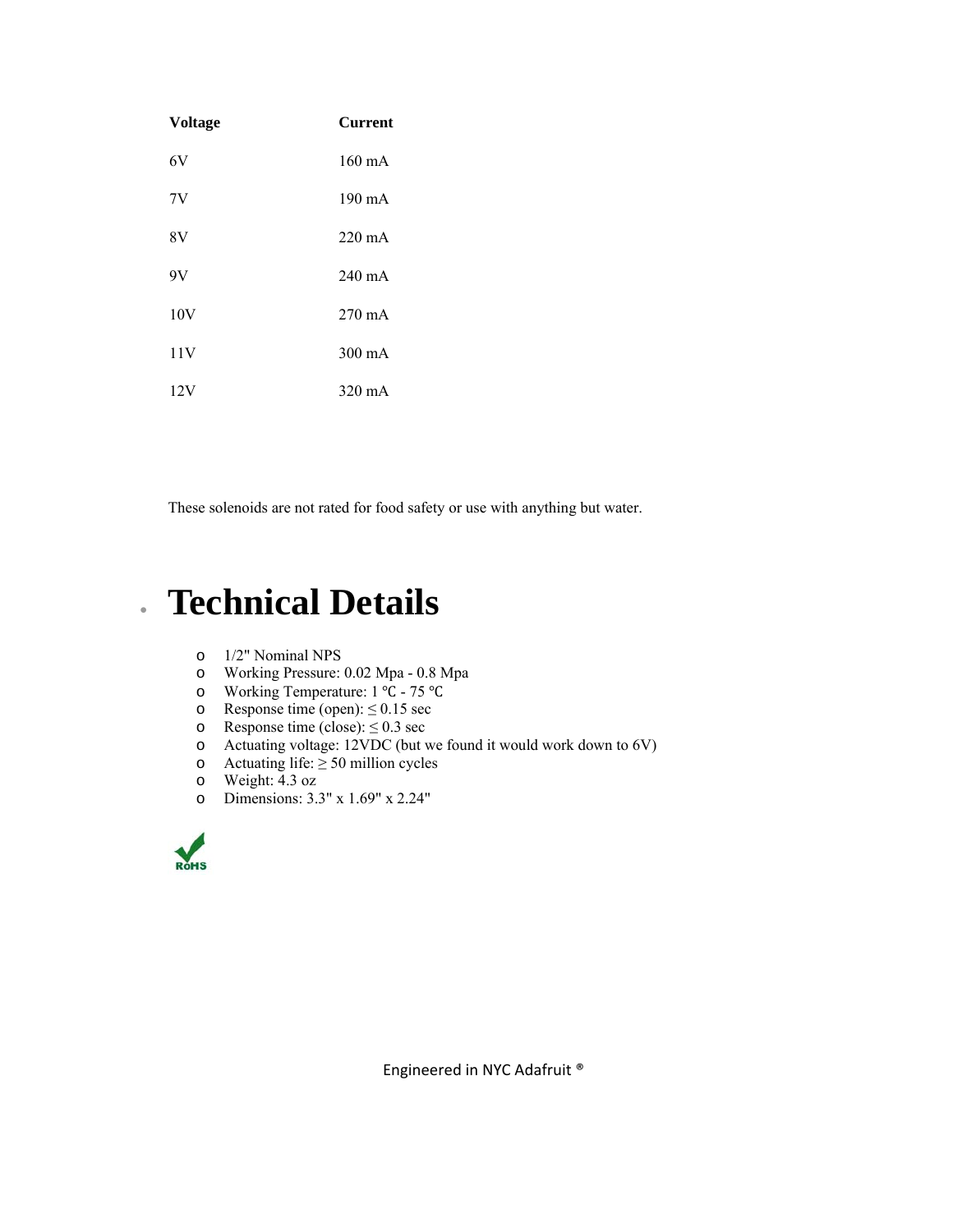| Voltage | Current |
| --- | --- |
| 6V | 160 mA |
| 7V | 190 mA |
| 8V | 220 mA |
| 9V | 240 mA |
| 10V | 270 mA |
| 11V | 300 mA |
| 12V | 320 mA |

These solenoids are not rated for food safety or use with anything but water.

# Technical Details

- 1/2" Nominal NPS
- Working Pressure: 0.02 Mpa - 0.8 Mpa
- Working Temperature: 1 ℃ - 75 ℃
- Response time (open): ≤ 0.15 sec
- Response time (close): ≤ 0.3 sec
- Actuating voltage: 12VDC (but we found it would work down to 6V)
- Actuating life: ≥ 50 million cycles
- Weight: 4.3 oz
- Dimensions: 3.3" x 1.69" x 2.24"

RoHS